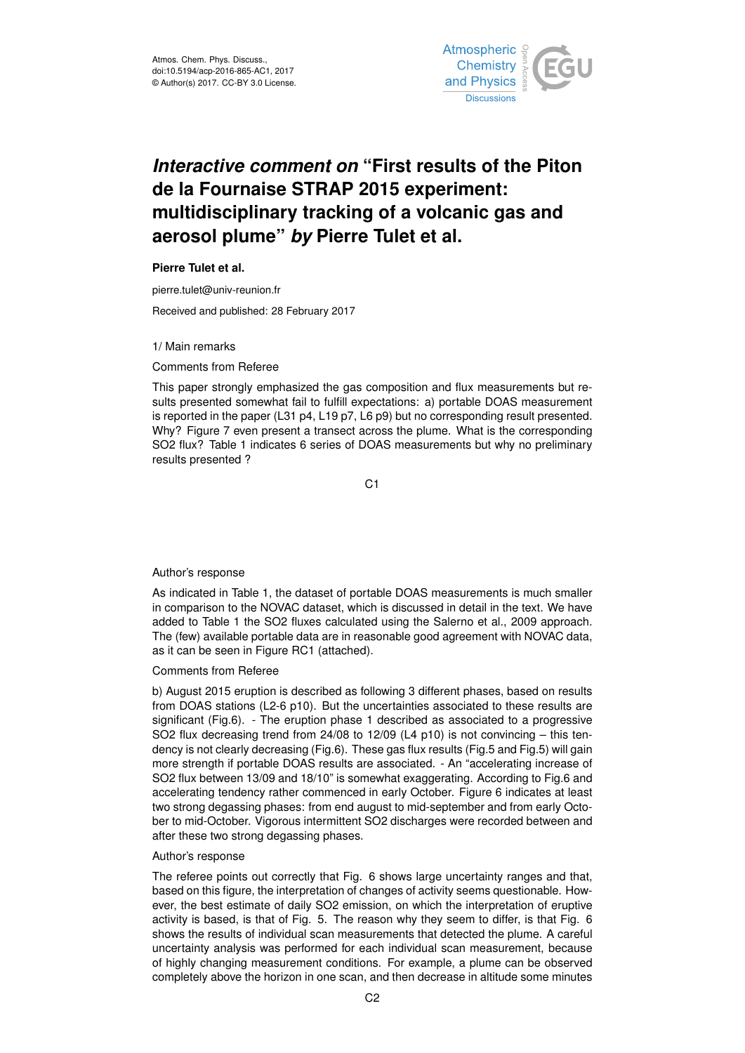Atmos. Chem. Phys. Discuss.,
doi:10.5194/acp-2016-865-AC1, 2017
© Author(s) 2017. CC-BY 3.0 License.

# *Interactive comment on* "First results of the Piton de la Fournaise STRAP 2015 experiment: multidisciplinary tracking of a volcanic gas and aerosol plume" *by* Pierre Tulet et al.

**Pierre Tulet et al.**

pierre.tulet@univ-reunion.fr

Received and published: 28 February 2017

1/ Main remarks

Comments from Referee

This paper strongly emphasized the gas composition and flux measurements but results presented somewhat fail to fulfill expectations: a) portable DOAS measurement is reported in the paper (L31 p4, L19 p7, L6 p9) but no corresponding result presented. Why? Figure 7 even present a transect across the plume. What is the corresponding SO2 flux? Table 1 indicates 6 series of DOAS measurements but why no preliminary results presented ?

Author's response

As indicated in Table 1, the dataset of portable DOAS measurements is much smaller in comparison to the NOVAC dataset, which is discussed in detail in the text. We have added to Table 1 the SO2 fluxes calculated using the Salerno et al., 2009 approach. The (few) available portable data are in reasonable good agreement with NOVAC data, as it can be seen in Figure RC1 (attached).

Comments from Referee

b) August 2015 eruption is described as following 3 different phases, based on results from DOAS stations (L2-6 p10). But the uncertainties associated to these results are significant (Fig.6). - The eruption phase 1 described as associated to a progressive SO2 flux decreasing trend from 24/08 to 12/09 (L4 p10) is not convincing – this tendency is not clearly decreasing (Fig.6). These gas flux results (Fig.5 and Fig.5) will gain more strength if portable DOAS results are associated. - An "accelerating increase of SO2 flux between 13/09 and 18/10" is somewhat exaggerating. According to Fig.6 and accelerating tendency rather commenced in early October. Figure 6 indicates at least two strong degassing phases: from end august to mid-september and from early October to mid-October. Vigorous intermittent SO2 discharges were recorded between and after these two strong degassing phases.

Author's response

The referee points out correctly that Fig. 6 shows large uncertainty ranges and that, based on this figure, the interpretation of changes of activity seems questionable. However, the best estimate of daily SO2 emission, on which the interpretation of eruptive activity is based, is that of Fig. 5. The reason why they seem to differ, is that Fig. 6 shows the results of individual scan measurements that detected the plume. A careful uncertainty analysis was performed for each individual scan measurement, because of highly changing measurement conditions. For example, a plume can be observed completely above the horizon in one scan, and then decrease in altitude some minutes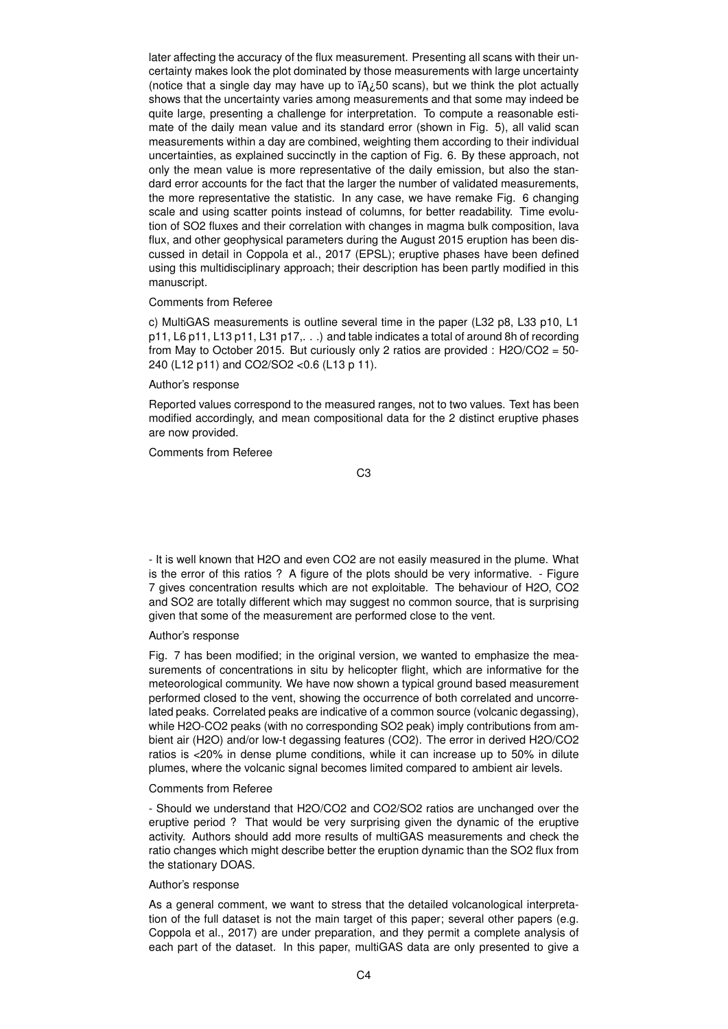later affecting the accuracy of the flux measurement. Presenting all scans with their uncertainty makes look the plot dominated by those measurements with large uncertainty (notice that a single day may have up to ïA¿50 scans), but we think the plot actually shows that the uncertainty varies among measurements and that some may indeed be quite large, presenting a challenge for interpretation. To compute a reasonable estimate of the daily mean value and its standard error (shown in Fig. 5), all valid scan measurements within a day are combined, weighting them according to their individual uncertainties, as explained succinctly in the caption of Fig. 6. By these approach, not only the mean value is more representative of the daily emission, but also the standard error accounts for the fact that the larger the number of validated measurements, the more representative the statistic. In any case, we have remake Fig. 6 changing scale and using scatter points instead of columns, for better readability. Time evolution of $SO_2$ fluxes and their correlation with changes in magma bulk composition, lava flux, and other geophysical parameters during the August 2015 eruption has been discussed in detail in Coppola et al., 2017 (EPSL); eruptive phases have been defined using this multidisciplinary approach; their description has been partly modified in this manuscript.

Comments from Referee

c) MultiGAS measurements is outline several time in the paper (L32 p8, L33 p10, L1 p11, L6 p11, L13 p11, L31 p17,. . .) and table indicates a total of around 8h of recording from May to October 2015. But curiously only 2 ratios are provided : $H_2O/CO_2$ = 50-240 (L12 p11) and $CO_2/SO_2$ <0.6 (L13 p 11).

Author's response

Reported values correspond to the measured ranges, not to two values. Text has been modified accordingly, and mean compositional data for the 2 distinct eruptive phases are now provided.

Comments from Referee

- It is well known that $H_2O$ and even $CO_2$ are not easily measured in the plume. What is the error of this ratios ? A figure of the plots should be very informative. - Figure 7 gives concentration results which are not exploitable. The behaviour of $H_2O$, $CO_2$ and $SO_2$ are totally different which may suggest no common source, that is surprising given that some of the measurement are performed close to the vent.

Author's response

Fig. 7 has been modified; in the original version, we wanted to emphasize the measurements of concentrations in situ by helicopter flight, which are informative for the meteorological community. We have now shown a typical ground based measurement performed closed to the vent, showing the occurrence of both correlated and uncorrelated peaks. Correlated peaks are indicative of a common source (volcanic degassing), while $H_2O$-$CO_2$ peaks (with no corresponding $SO_2$ peak) imply contributions from ambient air ($H_2O$) and/or low-t degassing features ($CO_2$). The error in derived $H_2O/CO_2$ ratios is <20% in dense plume conditions, while it can increase up to 50% in dilute plumes, where the volcanic signal becomes limited compared to ambient air levels.

Comments from Referee

- Should we understand that $H_2O/CO_2$ and $CO_2/SO_2$ ratios are unchanged over the eruptive period ? That would be very surprising given the dynamic of the eruptive activity. Authors should add more results of multiGAS measurements and check the ratio changes which might describe better the eruption dynamic than the $SO_2$ flux from the stationary DOAS.

Author's response

As a general comment, we want to stress that the detailed volcanological interpretation of the full dataset is not the main target of this paper; several other papers (e.g. Coppola et al., 2017) are under preparation, and they permit a complete analysis of each part of the dataset. In this paper, multiGAS data are only presented to give a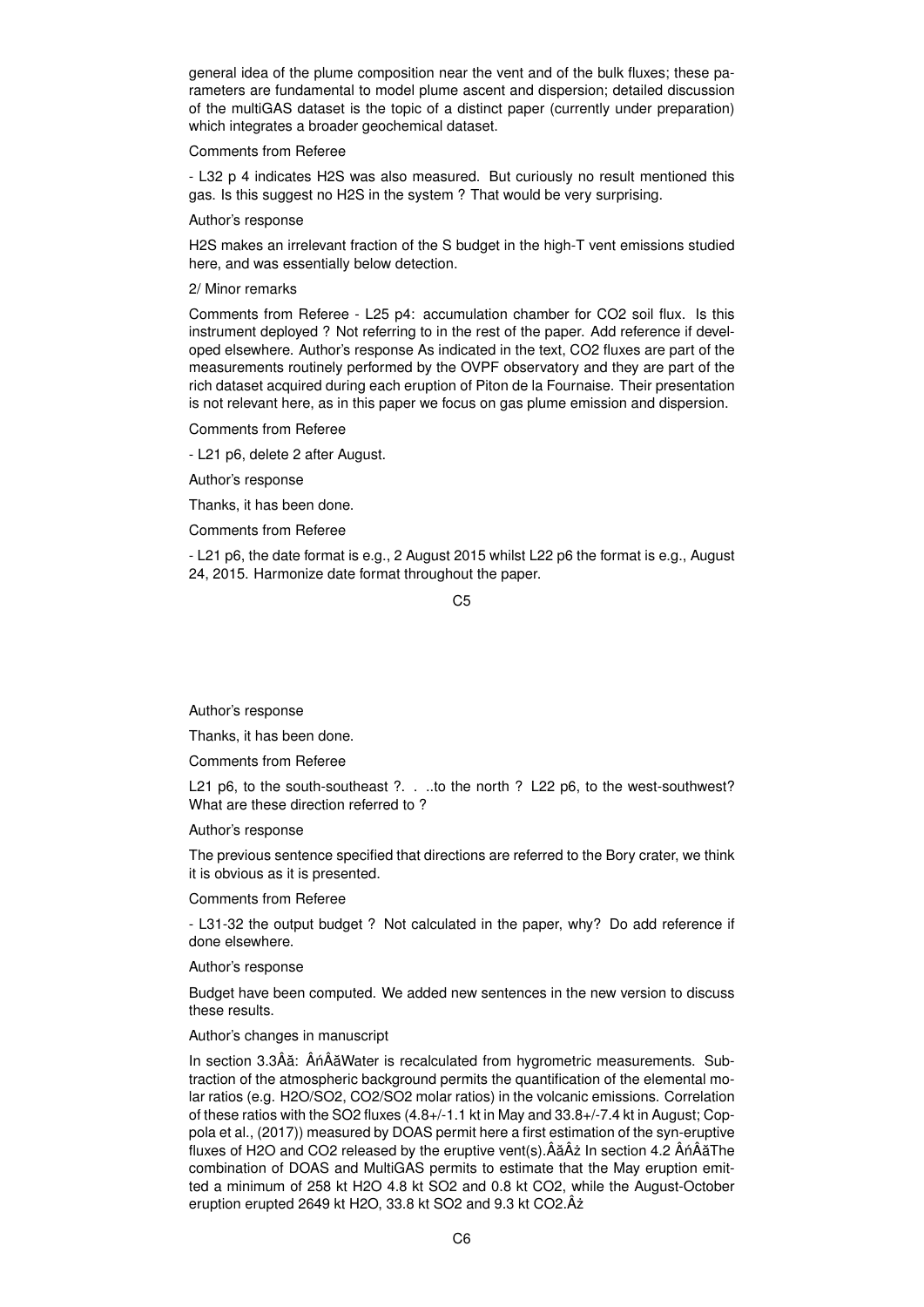general idea of the plume composition near the vent and of the bulk fluxes; these parameters are fundamental to model plume ascent and dispersion; detailed discussion of the multiGAS dataset is the topic of a distinct paper (currently under preparation) which integrates a broader geochemical dataset.

Comments from Referee

- L32 p 4 indicates $H_2S$ was also measured. But curiously no result mentioned this gas. Is this suggest no $H_2S$ in the system ? That would be very surprising.

Author's response

$H_2S$ makes an irrelevant fraction of the S budget in the high-T vent emissions studied here, and was essentially below detection.

2/ Minor remarks

Comments from Referee - L25 p4: accumulation chamber for $CO_2$ soil flux. Is this instrument deployed ? Not referring to in the rest of the paper. Add reference if developed elsewhere. Author's response As indicated in the text, $CO_2$ fluxes are part of the measurements routinely performed by the OVPF observatory and they are part of the rich dataset acquired during each eruption of Piton de la Fournaise. Their presentation is not relevant here, as in this paper we focus on gas plume emission and dispersion.

Comments from Referee

- L21 p6, delete 2 after August.

Author's response

Thanks, it has been done.

Comments from Referee

- L21 p6, the date format is e.g., 2 August 2015 whilst L22 p6 the format is e.g., August 24, 2015. Harmonize date format throughout the paper.

Author's response

Thanks, it has been done.

Comments from Referee

L21 p6, to the south-southeast ?. . ..to the north ? L22 p6, to the west-southwest? What are these direction referred to ?

Author's response

The previous sentence specified that directions are referred to the Bory crater, we think it is obvious as it is presented.

Comments from Referee

- L31-32 the output budget ? Not calculated in the paper, why? Do add reference if done elsewhere.

Author's response

Budget have been computed. We added new sentences in the new version to discuss these results.

Author's changes in manuscript

In section 3.3Âă: ÂńÂăWater is recalculated from hygrometric measurements. Subtraction of the atmospheric background permits the quantification of the elemental molar ratios (e.g. $H_2O/SO_2$, $CO_2/SO_2$ molar ratios) in the volcanic emissions. Correlation of these ratios with the $SO_2$ fluxes (4.8+/-1.1 kt in May and 33.8+/-7.4 kt in August; Coppola et al., (2017)) measured by DOAS permit here a first estimation of the syn-eruptive fluxes of $H_2O$ and $CO_2$ released by the eruptive vent(s).ÂăÂż In section 4.2 ÂńÂăThe combination of DOAS and MultiGAS permits to estimate that the May eruption emitted a minimum of 258 kt $H_2O$ 4.8 kt $SO_2$ and 0.8 kt $CO_2$, while the August-October eruption erupted 2649 kt $H_2O$, 33.8 kt $SO_2$ and 9.3 kt $CO_2$.Âż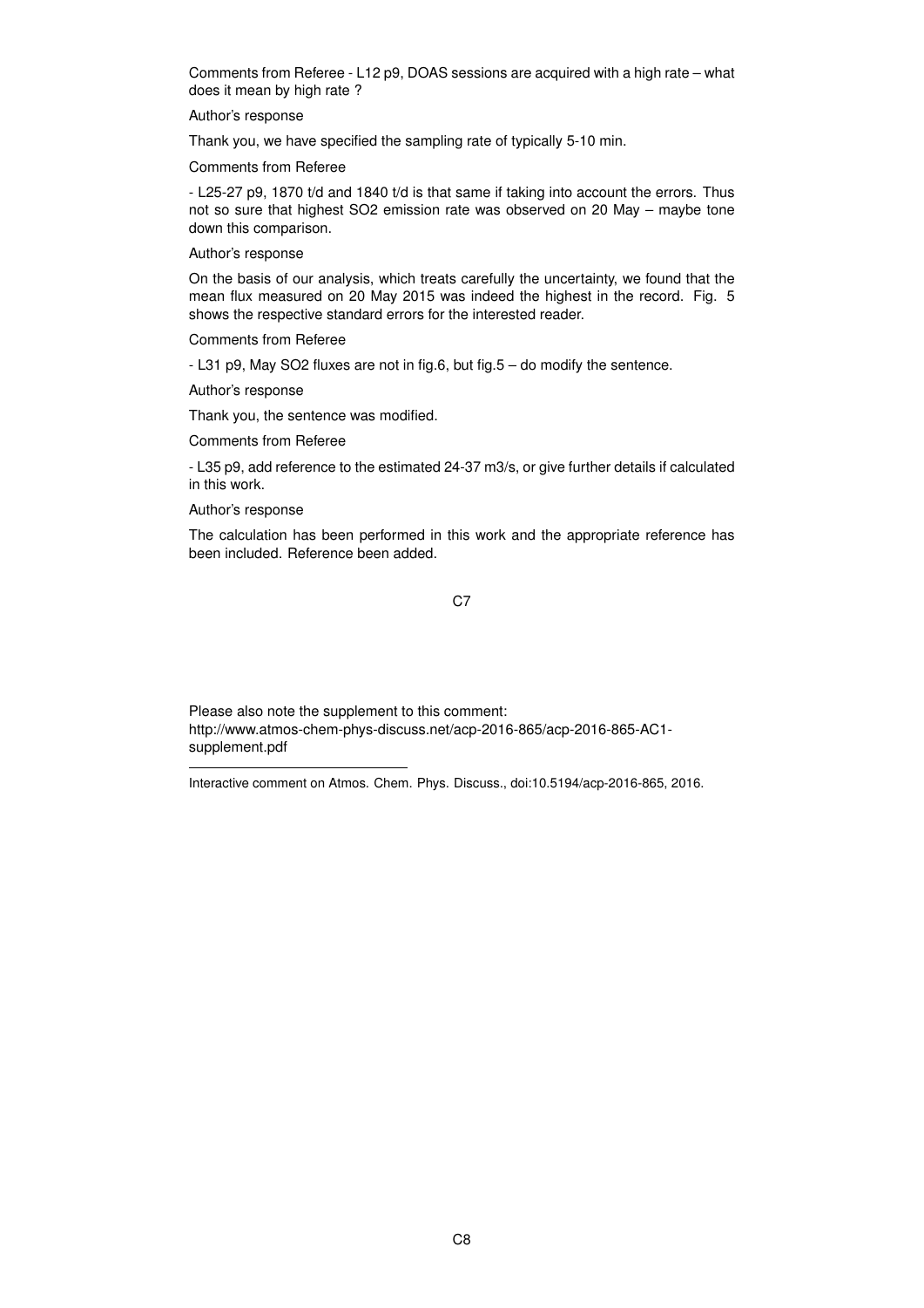Comments from Referee - L12 p9, DOAS sessions are acquired with a high rate – what does it mean by high rate ?

Author's response

Thank you, we have specified the sampling rate of typically 5-10 min.

Comments from Referee

- L25-27 p9, 1870 t/d and 1840 t/d is that same if taking into account the errors. Thus not so sure that highest $SO_2$ emission rate was observed on 20 May – maybe tone down this comparison.

Author's response

On the basis of our analysis, which treats carefully the uncertainty, we found that the mean flux measured on 20 May 2015 was indeed the highest in the record. Fig. 5 shows the respective standard errors for the interested reader.

Comments from Referee

- L31 p9, May $SO_2$ fluxes are not in fig.6, but fig.5 – do modify the sentence.

Author's response

Thank you, the sentence was modified.

Comments from Referee

- L35 p9, add reference to the estimated 24-37 m3/s, or give further details if calculated in this work.

Author's response

The calculation has been performed in this work and the appropriate reference has been included. Reference been added.

Please also note the supplement to this comment:
http://www.atmos-chem-phys-discuss.net/acp-2016-865/acp-2016-865-AC1-supplement.pdf

Interactive comment on Atmos. Chem. Phys. Discuss., doi:10.5194/acp-2016-865, 2016.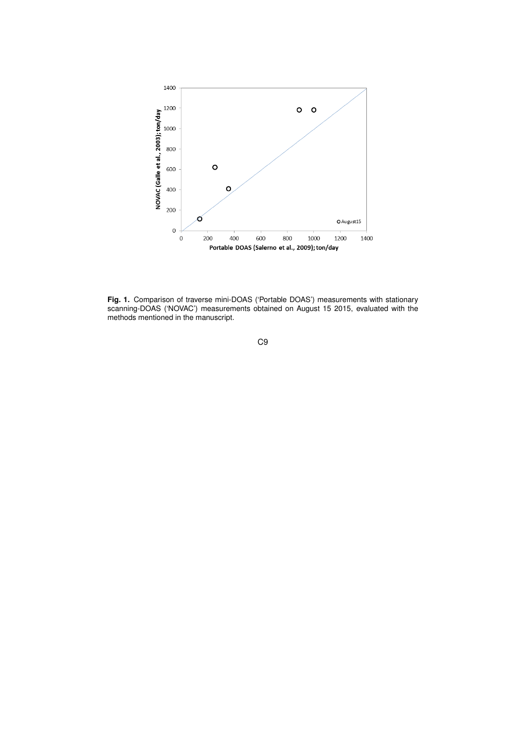1400

1200

1000

800

600

400

200

0

NOVAC (Galle et al., 2003); ton/day

0 200 400 600 800 1000 1200 1400

Portable DOAS (Salerno et al., 2009); ton/day

August15

**Fig. 1.** Comparison of traverse mini-DOAS ('Portable DOAS') measurements with stationary scanning-DOAS ('NOVAC') measurements obtained on August 15 2015, evaluated with the methods mentioned in the manuscript.